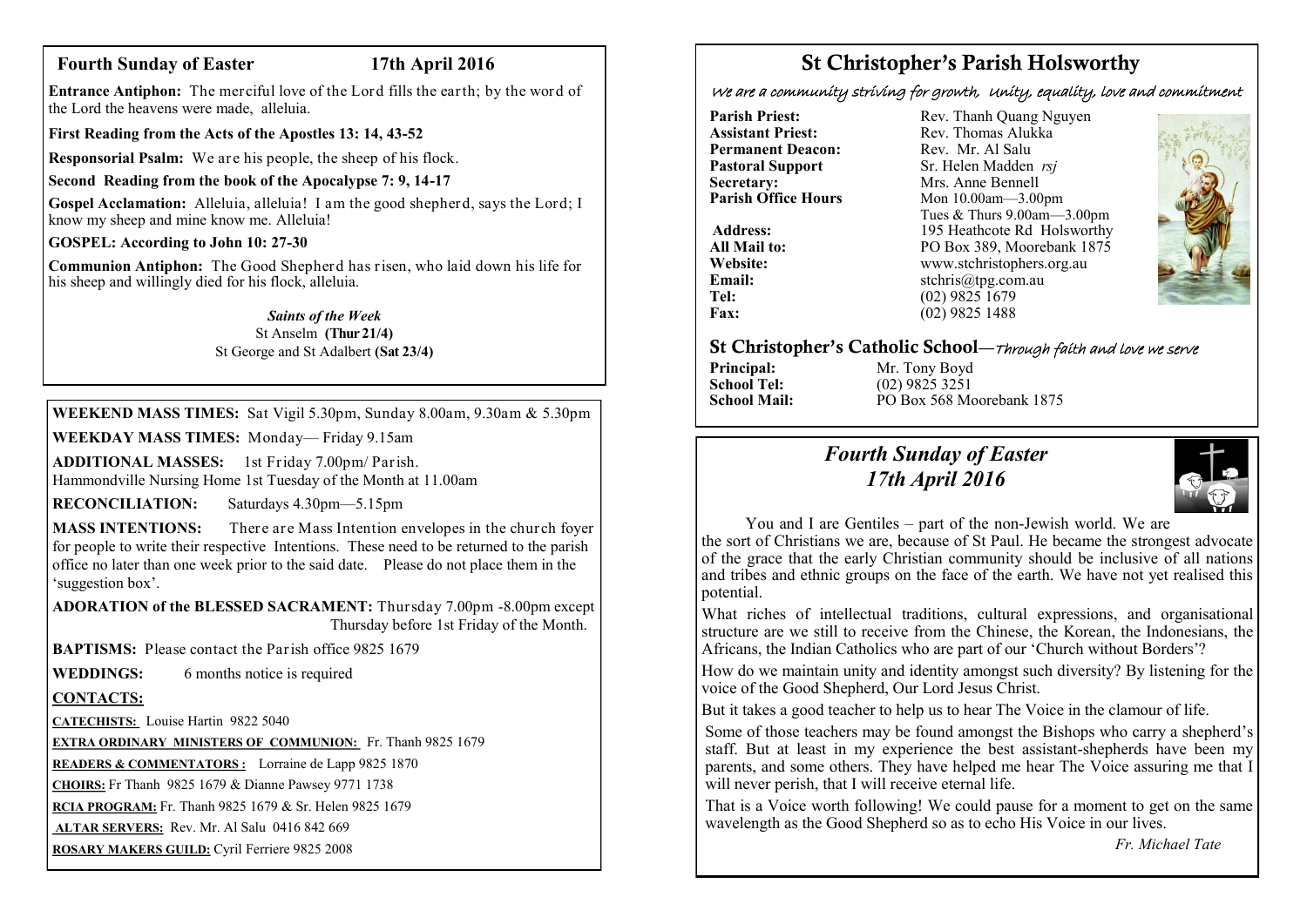## Fourth Sunday of Easter 17th April 2016

**Entrance Antiphon:** The merciful love of the Lord fills the earth; by the word of the Lord the heavens were made, alleluia.

**First Reading from the Acts of the Apostles 13: 14, 43-52**

**Responsorial Psalm:** We are his people, the sheep of his flock.

**Second Reading from the book of the Apocalypse 7: 9, 14-17**

**Gospel Acclamation:** Alleluia, alleluia! I am the good shepherd, says the Lord; I know my sheep and mine know me. Alleluia!

**GOSPEL: According to John 10: 27-30**

**Communion Antiphon:** The Good Shepherd has risen, who laid down his life for his sheep and willingly died for his flock, alleluia.

***Saints of the Week***

St Anselm **(Thur 21/4)**

St George and St Adalbert **(Sat 23/4)**

**WEEKEND MASS TIMES:** Sat Vigil 5.30pm, Sunday 8.00am, 9.30am & 5.30pm

**WEEKDAY MASS TIMES:** Monday— Friday 9.15am

**ADDITIONAL MASSES:** 1st Friday 7.00pm/ Parish.
Hammondville Nursing Home 1st Tuesday of the Month at 11.00am

**RECONCILIATION:** Saturdays 4.30pm—5.15pm

**MASS INTENTIONS:** There are Mass Intention envelopes in the church foyer for people to write their respective Intentions. These need to be returned to the parish office no later than one week prior to the said date. Please do not place them in the 'suggestion box'.

**ADORATION of the BLESSED SACRAMENT:** Thursday 7.00pm -8.00pm except Thursday before 1st Friday of the Month.

**BAPTISMS:** Please contact the Parish office 9825 1679

**WEDDINGS:** 6 months notice is required

**CONTACTS:**

**CATECHISTS:** Louise Hartin 9822 5040

**EXTRA ORDINARY MINISTERS OF COMMUNION:** Fr. Thanh 9825 1679

**READERS & COMMENTATORS :** Lorraine de Lapp 9825 1870

**CHOIRS:** Fr Thanh 9825 1679 & Dianne Pawsey 9771 1738

**RCIA PROGRAM:** Fr. Thanh 9825 1679 & Sr. Helen 9825 1679

**ALTAR SERVERS:** Rev. Mr. Al Salu 0416 842 669

**ROSARY MAKERS GUILD:** Cyril Ferriere 9825 2008

# St Christopher's Parish Holsworthy

*We are a community striving for growth, Unity, equality, love and commitment*

| | |
|---|---|
| **Parish Priest:** | Rev. Thanh Quang Nguyen |
| **Assistant Priest:** | Rev. Thomas Alukka |
| **Permanent Deacon:** | Rev. Mr. Al Salu |
| **Pastoral Support** | Sr. Helen Madden *rsj* |
| **Secretary:** | Mrs. Anne Bennell |
| **Parish Office Hours** | Mon 10.00am—3.00pm<br>Tues & Thurs 9.00am—3.00pm |
| **Address:** | 195 Heathcote Rd Holsworthy |
| **All Mail to:** | PO Box 389, Moorebank 1875 |
| **Website:** | www.stchristophers.org.au |
| **Email:** | stchris@tpg.com.au |
| **Tel:** | (02) 9825 1679 |
| **Fax:** | (02) 9825 1488 |

## St Christopher's Catholic School—*Through faith and love we serve*

| | |
|---|---|
| **Principal:** | Mr. Tony Boyd |
| **School Tel:** | (02) 9825 3251 |
| **School Mail:** | PO Box 568 Moorebank 1875 |

## *Fourth Sunday of Easter*
## *17th April 2016*

You and I are Gentiles – part of the non-Jewish world. We are the sort of Christians we are, because of St Paul. He became the strongest advocate of the grace that the early Christian community should be inclusive of all nations and tribes and ethnic groups on the face of the earth. We have not yet realised this potential.

What riches of intellectual traditions, cultural expressions, and organisational structure are we still to receive from the Chinese, the Korean, the Indonesians, the Africans, the Indian Catholics who are part of our 'Church without Borders'?

How do we maintain unity and identity amongst such diversity? By listening for the voice of the Good Shepherd, Our Lord Jesus Christ.

But it takes a good teacher to help us to hear The Voice in the clamour of life.

Some of those teachers may be found amongst the Bishops who carry a shepherd's staff. But at least in my experience the best assistant-shepherds have been my parents, and some others. They have helped me hear The Voice assuring me that I will never perish, that I will receive eternal life.

That is a Voice worth following! We could pause for a moment to get on the same wavelength as the Good Shepherd so as to echo His Voice in our lives.

*Fr. Michael Tate*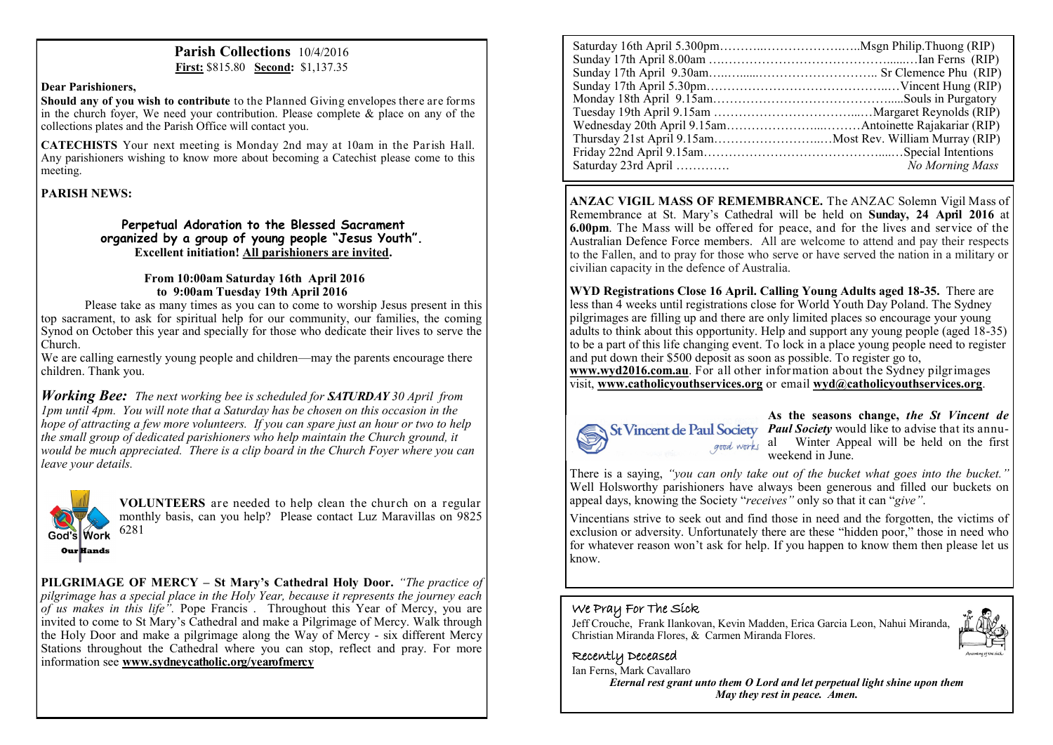## Parish Collections 10/4/2016

**First:** $815.80 **Second:** $1,137.35

**Dear Parishioners,**

**Should any of you wish to contribute** to the Planned Giving envelopes there are forms in the church foyer, We need your contribution. Please complete & place on any of the collections plates and the Parish Office will contact you.

**CATECHISTS** Your next meeting is Monday 2nd may at 10am in the Parish Hall. Any parishioners wishing to know more about becoming a Catechist please come to this meeting.

**PARISH NEWS:**

**Perpetual Adoration to the Blessed Sacrament organized by a group of young people "Jesus Youth". Excellent initiation! All parishioners are invited.**

**From 10:00am Saturday 16th April 2016 to 9:00am Tuesday 19th April 2016**

Please take as many times as you can to come to worship Jesus present in this top sacrament, to ask for spiritual help for our community, our families, the coming Synod on October this year and specially for those who dedicate their lives to serve the Church.

We are calling earnestly young people and children—may the parents encourage there children. Thank you.

***Working Bee:*** *The next working bee is scheduled for **SATURDAY** 30 April from 1pm until 4pm. You will note that a Saturday has be chosen on this occasion in the hope of attracting a few more volunteers. If you can spare just an hour or two to help the small group of dedicated parishioners who help maintain the Church ground, it would be much appreciated. There is a clip board in the Church Foyer where you can leave your details.*

God's Work Our Hands

**VOLUNTEERS** are needed to help clean the church on a regular monthly basis, can you help? Please contact Luz Maravillas on 9825 6281

**PILGRIMAGE OF MERCY – St Mary's Cathedral Holy Door.** *"The practice of pilgrimage has a special place in the Holy Year, because it represents the journey each of us makes in this life".* Pope Francis . Throughout this Year of Mercy, you are invited to come to St Mary's Cathedral and make a Pilgrimage of Mercy. Walk through the Holy Door and make a pilgrimage along the Way of Mercy - six different Mercy Stations throughout the Cathedral where you can stop, reflect and pray. For more information see **www.sydneycatholic.org/yearofmercy**

Saturday 16th April 5.300pm……………………………..Msgn Philip.Thuong (RIP)
Sunday 17th April 8.00am ………………………………………Ian Ferns (RIP)
Sunday 17th April 9.30am……………………………….. Sr Clemence Phu (RIP)
Sunday 17th April 5.30pm…………………………………………Vincent Hung (RIP)
Monday 18th April 9.15am……………………………………….Souls in Purgatory
Tuesday 19th April 9.15am …………………………………Margaret Reynolds (RIP)
Wednesday 20th April 9.15am……………………………Antoinette Rajakariar (RIP)
Thursday 21st April 9.15am…………………………Most Rev. William Murray (RIP)
Friday 22nd April 9.15am……………………………………………Special Intentions
Saturday 23rd April …………. *No Morning Mass*

**ANZAC VIGIL MASS OF REMEMBRANCE.** The ANZAC Solemn Vigil Mass of Remembrance at St. Mary's Cathedral will be held on **Sunday, 24 April 2016** at **6.00pm**. The Mass will be offered for peace, and for the lives and service of the Australian Defence Force members. All are welcome to attend and pay their respects to the Fallen, and to pray for those who serve or have served the nation in a military or civilian capacity in the defence of Australia.

**WYD Registrations Close 16 April. Calling Young Adults aged 18-35.** There are less than 4 weeks until registrations close for World Youth Day Poland. The Sydney pilgrimages are filling up and there are only limited places so encourage your young adults to think about this opportunity. Help and support any young people (aged 18-35) to be a part of this life changing event. To lock in a place young people need to register and put down their $500 deposit as soon as possible. To register go to, **www.wyd2016.com.au**. For all other information about the Sydney pilgrimages visit, **www.catholicyouthservices.org** or email **wyd@catholicyouthservices.org**.

St Vincent de Paul Society — good works

**As the seasons change,** ***the St Vincent de Paul Society*** would like to advise that its annual Winter Appeal will be held on the first weekend in June.

There is a saying, *"you can only take out of the bucket what goes into the bucket."* Well Holsworthy parishioners have always been generous and filled our buckets on appeal days, knowing the Society "*receives"* only so that it can "*give"*.

Vincentians strive to seek out and find those in need and the forgotten, the victims of exclusion or adversity. Unfortunately there are these "hidden poor," those in need who for whatever reason won't ask for help. If you happen to know them then please let us know.

### We Pray For The Sick

Jeff Crouche, Frank Ilankovan, Kevin Madden, Erica Garcia Leon, Nahui Miranda, Christian Miranda Flores, & Carmen Miranda Flores.

### Recently Deceased

Ian Ferns, Mark Cavallaro

***Eternal rest grant unto them O Lord and let perpetual light shine upon them May they rest in peace. Amen.***